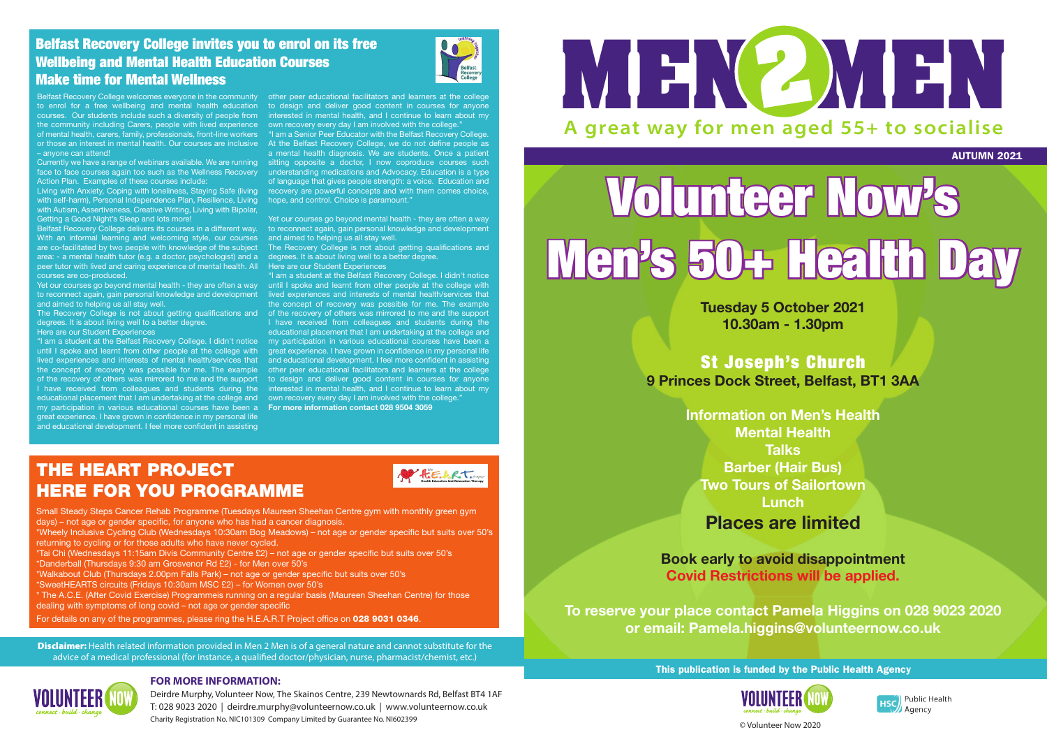## Belfast Recovery College invites you to enrol on its free Wellbeing and Mental Health Education Courses

## Make time for Mental Wellness

Belfast Recovery College welcomes everyone in the community to enrol for a free wellbeing and mental health education courses. Our students include such a diversity of people from the community including Carers, people with lived experience of mental health, carers, family, professionals, front-line workers or those an interest in mental health. Our courses are inclusive – anyone can attend!

Currently we have a range of webinars available. We are running face to face courses again too such as the Wellness Recovery Action Plan. Examples of these courses include:

Living with Anxiety, Coping with loneliness, Staying Safe (living with self-harm), Personal Independence Plan, Resilience, Living with Autism, Assertiveness, Creative Writing, Living with Bipolar, Getting a Good Night's Sleep and lots more!

Belfast Recovery College delivers its courses in a different way. With an informal learning and welcoming style, our courses are co-facilitated by two people with knowledge of the subject area: - a mental health tutor (e.g. a doctor, psychologist) and a peer tutor with lived and caring experience of mental health. All courses are co-produced.

Yet our courses go beyond mental health - they are often a way to reconnect again, gain personal knowledge and development and aimed to helping us all stay well.

The Recovery College is not about getting qualifications and degrees. It is about living well to a better degree.

Here are our Student Experiences

"I am a student at the Belfast Recovery College. I didn't notice until I spoke and learnt from other people at the college with lived experiences and interests of mental health/services that the concept of recovery was possible for me. The example of the recovery of others was mirrored to me and the support I have received from colleagues and students during the educational placement that I am undertaking at the college and my participation in various educational courses have been a great experience. I have grown in confidence in my personal life and educational development. I feel more confident in assisting other peer educational facilitators and learners at the college to design and deliver good content in courses for anyone interested in mental health, and I continue to learn about my own recovery every day I am involved with the college."

"I am a Senior Peer Educator with the Belfast Recovery College. At the Belfast Recovery College, we do not define people as a mental health diagnosis. We are students. Once a patient sitting opposite a doctor, I now coproduce courses such understanding medications and Advocacy. Education is a type of language that gives people strength: a voice. Education and recovery are powerful concepts and with them comes choice, hope, and control. Choice is paramount."

Yet our courses go beyond mental health - they are often a way to reconnect again, gain personal knowledge and development and aimed to helping us all stay well.

The Recovery College is not about getting qualifications and degrees. It is about living well to a better degree.

Here are our Student Experiences

"I am a student at the Belfast Recovery College. I didn't notice until I spoke and learnt from other people at the college with lived experiences and interests of mental health/services that the concept of recovery was possible for me. The example of the recovery of others was mirrored to me and the support I have received from colleagues and students during the educational placement that I am undertaking at the college and my participation in various educational courses have been a great experience. I have grown in confidence in my personal life and educational development. I feel more confident in assisting other peer educational facilitators and learners at the college to design and deliver good content in courses for anyone interested in mental health, and I continue to learn about my own recovery every day I am involved with the college."

**For more information contact 028 9504 3059**

## THE HEART PROJECT HERE FOR YOU PROGRAMME

Small Steady Steps Cancer Rehab Programme (Tuesdays Maureen Sheehan Centre gym with monthly green gym days) – not age or gender specific, for anyone who has had a cancer diagnosis.

*Wheely Inclusive Cycling Club (Wednesdays 10:30am Bog Meadows) – not age or gender specific but suits over 50's returning to cycling or for those adults who have never cycled.

*Tai Chi (Wednesdays 11:15am Divis Community Centre £2) – not age or gender specific but suits over 50's

*Danderball (Thursdays 9:30 am Grosvenor Rd £2) - for Men over 50's

*Walkabout Club (Thursdays 2.00pm Falls Park) – not age or gender specific but suits over 50's

*SweetHEARTS circuits (Fridays 10:30am MSC £2) – for Women over 50's

* The A.C.E. (After Covid Exercise) Programmeis running on a regular basis (Maureen Sheehan Centre) for those dealing with symptoms of long covid – not age or gender specific

For details on any of the programmes, please ring the H.E.A.R.T Project office on **028 9031 0346**.

**Disclaimer:** Health related information provided in Men 2 Men is of a general nature and cannot substitute for the advice of a medical professional (for instance, a qualified doctor/physician, nurse, pharmacist/chemist, etc.)

**FOR MORE INFORMATION:**

Deirdre Murphy, Volunteer Now, The Skainos Centre, 239 Newtownards Rd, Belfast BT4 1AF
T: 028 9023 2020 | deirdre.murphy@volunteernow.co.uk | www.volunteernow.co.uk
Charity Registration No. NIC101309 Company Limited by Guarantee No. NI602399

# MEN 2 MEN

**A great way for men aged 55+ to socialise**

**AUTUMN 2021**

# Volunteer Now's Men's 50+ Health Day

**Tuesday 5 October 2021**
**10.30am - 1.30pm**

## St Joseph's Church

**9 Princes Dock Street, Belfast, BT1 3AA**

**Information on Men's Health**
**Mental Health**
**Talks**
**Barber (Hair Bus)**
**Two Tours of Sailortown**
**Lunch**

**Places are limited**

**Book early to avoid disappointment**
**Covid Restrictions will be applied.**

**To reserve your place contact Pamela Higgins on 028 9023 2020 or email: Pamela.higgins@volunteernow.co.uk**

**This publication is funded by the Public Health Agency**

© Volunteer Now 2020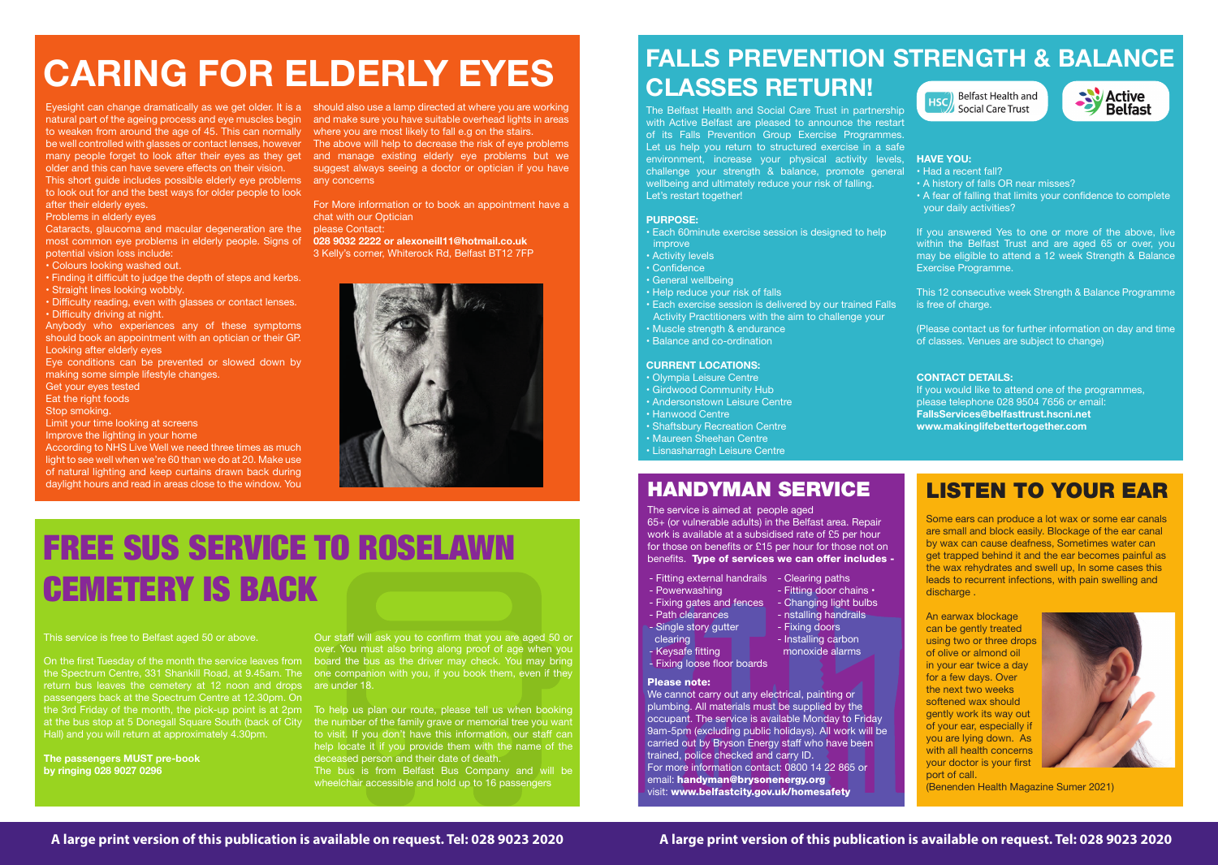# CARING FOR ELDERLY EYES

Eyesight can change dramatically as we get older. It is a natural part of the ageing process and eye muscles begin to weaken from around the age of 45. This can normally be well controlled with glasses or contact lenses, however many people forget to look after their eyes as they get older and this can have severe effects on their vision.

This short guide includes possible elderly eye problems to look out for and the best ways for older people to look after their elderly eyes.

Problems in elderly eyes

Cataracts, glaucoma and macular degeneration are the most common eye problems in elderly people. Signs of potential vision loss include:

- Colours looking washed out.
- Finding it difficult to judge the depth of steps and kerbs.
- Straight lines looking wobbly.
- Difficulty reading, even with glasses or contact lenses.
- Difficulty driving at night.

Anybody who experiences any of these symptoms should book an appointment with an optician or their GP.

Looking after elderly eyes

Eye conditions can be prevented or slowed down by making some simple lifestyle changes.

Get your eyes tested

Eat the right foods

Stop smoking.

Limit your time looking at screens

Improve the lighting in your home

According to NHS Live Well we need three times as much light to see well when we're 60 than we do at 20. Make use of natural lighting and keep curtains drawn back during daylight hours and read in areas close to the window. You should also use a lamp directed at where you are working and make sure you have suitable overhead lights in areas where you are most likely to fall e.g on the stairs.

The above will help to decrease the risk of eye problems and manage existing elderly eye problems but we suggest always seeing a doctor or optician if you have any concerns

For More information or to book an appointment have a chat with our Optician

please Contact:

**028 9032 2222 or alexoneill11@hotmail.co.uk**

3 Kelly's corner, Whiterock Rd, Belfast BT12 7FP

# FREE SUS SERVICE TO ROSELAWN CEMETERY IS BACK

This service is free to Belfast aged 50 or above.

On the first Tuesday of the month the service leaves from the Spectrum Centre, 331 Shankill Road, at 9.45am. The return bus leaves the cemetery at 12 noon and drops passengers back at the Spectrum Centre at 12.30pm. On the 3rd Friday of the month, the pick-up point is at 2pm at the bus stop at 5 Donegall Square South (back of City Hall) and you will return at approximately 4.30pm.

**The passengers MUST pre-book by ringing 028 9027 0296**

Our staff will ask you to confirm that you are aged 50 or over. You must also bring along proof of age when you board the bus as the driver may check. You may bring one companion with you, if you book them, even if they are under 18.

To help us plan our route, please tell us when booking the number of the family grave or memorial tree you want to visit. If you don't have this information, our staff can help locate it if you provide them with the name of the deceased person and their date of death.

The bus is from Belfast Bus Company and will be wheelchair accessible and hold up to 16 passengers

# FALLS PREVENTION STRENGTH & BALANCE CLASSES RETURN!

Belfast Health and Social Care Trust | Active Belfast

The Belfast Health and Social Care Trust in partnership with Active Belfast are pleased to announce the restart of its Falls Prevention Group Exercise Programmes. Let us help you return to structured exercise in a safe environment, increase your physical activity levels, challenge your strength & balance, promote general wellbeing and ultimately reduce your risk of falling. Let's restart together!

**PURPOSE:**

- Each 60minute exercise session is designed to help improve
- Activity levels
- Confidence
- General wellbeing
- Help reduce your risk of falls
- Each exercise session is delivered by our trained Falls Activity Practitioners with the aim to challenge your
- Muscle strength & endurance
- Balance and co-ordination

**CURRENT LOCATIONS:**

- Olympia Leisure Centre
- Girdwood Community Hub
- Andersonstown Leisure Centre
- Hanwood Centre
- Shaftsbury Recreation Centre
- Maureen Sheehan Centre
- Lisnasharragh Leisure Centre

**HAVE YOU:**

- Had a recent fall?
- A history of falls OR near misses?
- A fear of falling that limits your confidence to complete your daily activities?

If you answered Yes to one or more of the above, live within the Belfast Trust and are aged 65 or over, you may be eligible to attend a 12 week Strength & Balance Exercise Programme.

This 12 consecutive week Strength & Balance Programme is free of charge.

(Please contact us for further information on day and time of classes. Venues are subject to change)

**CONTACT DETAILS:**

If you would like to attend one of the programmes, please telephone 028 9504 7656 or email:

**FallsServices@belfasttrust.hscni.net**

**www.makinglifebettertogether.com**

# HANDYMAN SERVICE

The service is aimed at people aged 65+ (or vulnerable adults) in the Belfast area. Repair work is available at a subsidised rate of £5 per hour for those on benefits or £15 per hour for those not on benefits. **Type of services we can offer includes -**

- Fitting external handrails
- Powerwashing
- Fixing gates and fences
- Path clearances
- Single story gutter clearing
- Keysafe fitting
- Fixing loose floor boards
- Clearing paths
- Fitting door chains •
- Changing light bulbs
- nstalling handrails
- Fixing doors
- Installing carbon monoxide alarms

**Please note:**

We cannot carry out any electrical, painting or plumbing. All materials must be supplied by the occupant. The service is available Monday to Friday 9am-5pm (excluding public holidays). All work will be carried out by Bryson Energy staff who have been trained, police checked and carry ID.

For more information contact: 0800 14 22 865 or email: **handyman@brysonenergy.org**

visit: **www.belfastcity.gov.uk/homesafety**

# LISTEN TO YOUR EAR

Some ears can produce a lot wax or some ear canals are small and block easily. Blockage of the ear canal by wax can cause deafness, Sometimes water can get trapped behind it and the ear becomes painful as the wax rehydrates and swell up, In some cases this leads to recurrent infections, with pain swelling and discharge .

An earwax blockage can be gently treated using two or three drops of olive or almond oil in your ear twice a day for a few days. Over the next two weeks the softened wax should gently work its way out of your ear, especially if you are lying down. As with all health concerns your doctor is your first port of call.

(Benenden Health Magazine Sumer 2021)

**A large print version of this publication is available on request. Tel: 028 9023 2020**